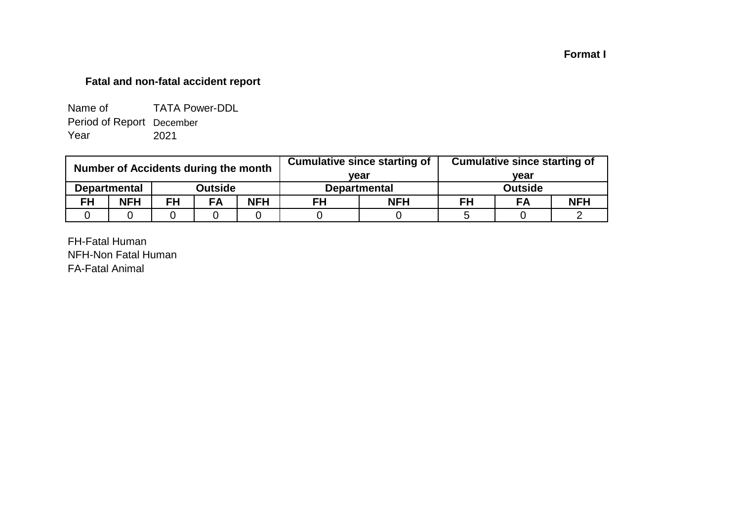**Format I**

### Fatal and non-fatal accident report

Name of TATA Power-DDL
Period of Report December
Year 2021

| Number of Accidents during the month | | | | | Cumulative since starting of year | | Cumulative since starting of year | | |
|---|---|---|---|---|---|---|---|---|---|
| Departmental | | Outside | | | Departmental | | Outside | | |
| FH | NFH | FH | FA | NFH | FH | NFH | FH | FA | NFH |
| 0 | 0 | 0 | 0 | 0 | 0 | 0 | 5 | 0 | 2 |

FH-Fatal Human
NFH-Non Fatal Human
FA-Fatal Animal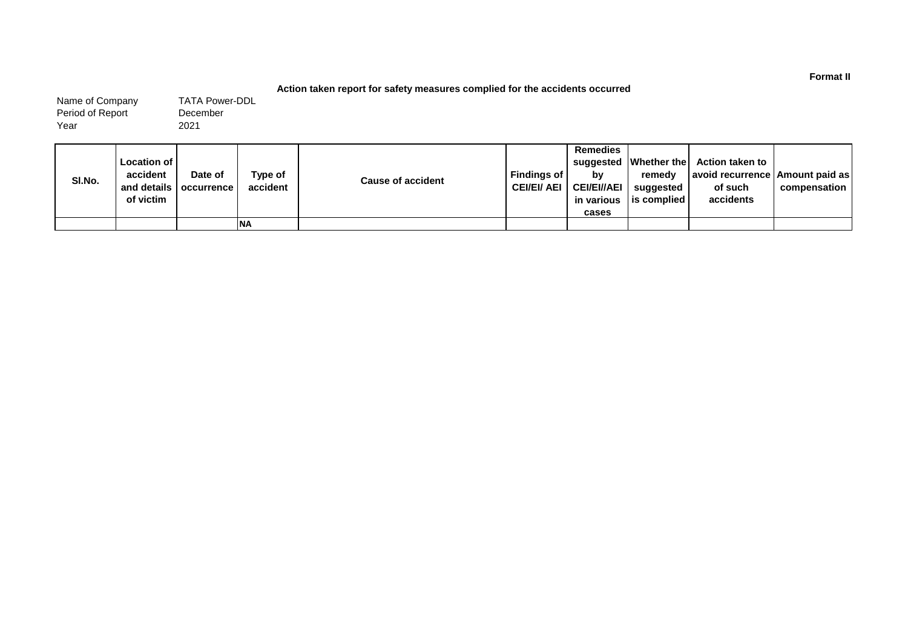**Format II**

**Action taken report for safety measures complied for the accidents occurred**

Name of Company TATA Power-DDL
Period of Report December
Year 2021

| Sl.No. | Location of accident and details of victim | Date of occurrence | Type of accident | Cause of accident | Findings of CEI/EI/ AEI | Remedies suggested by CEI/EI//AEI in various cases | Whether the remedy suggested is complied | Action taken to avoid recurrence of such accidents | Amount paid as compensation |
|---|---|---|---|---|---|---|---|---|---|
| | | | NA | | | | | | |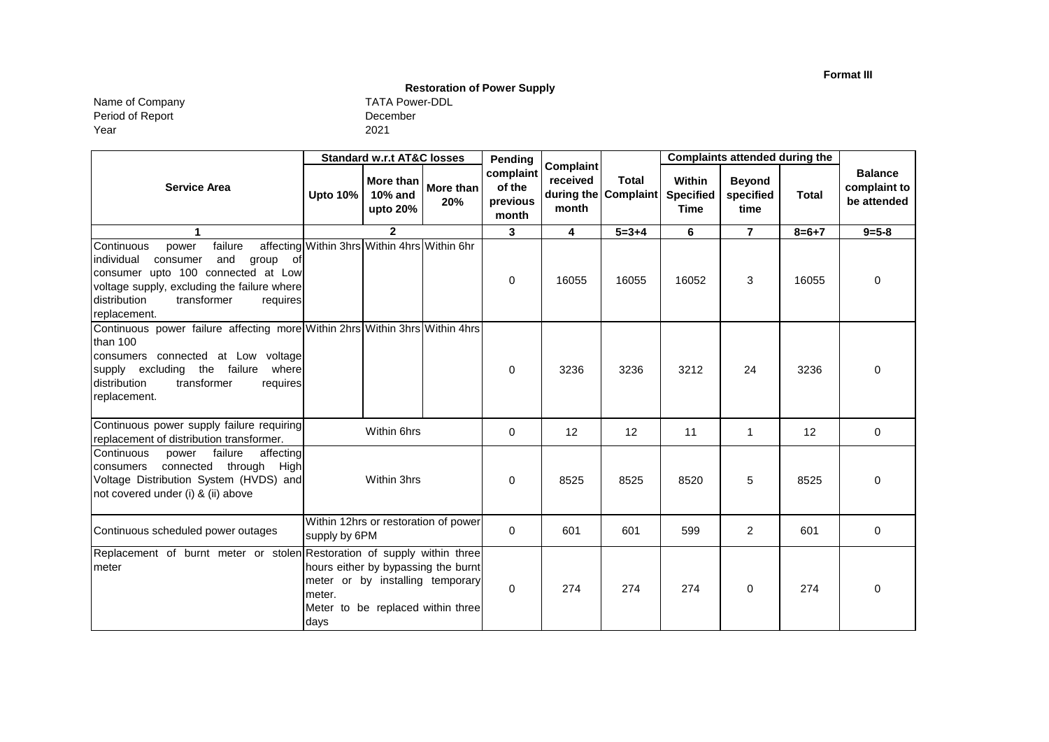**Format III**

**Restoration of Power Supply**

Name of Company: TATA Power-DDL
Period of Report: December
Year: 2021

| Service Area | Standard w.r.t AT&C losses | | | Pending complaint of the previous month | Complaint received during the month | Total Complaint | Complaints attended during the | | | Balance complaint to be attended |
|---|---|---|---|---|---|---|---|---|---|---|
| | Upto 10% | More than 10% and upto 20% | More than 20% | | | | Within Specified Time | Beyond specified time | Total | |
| 1 | 2 | | | 3 | 4 | 5=3+4 | 6 | 7 | 8=6+7 | 9=5-8 |
| Continuous power failure affecting individual consumer and group of consumer upto 100 connected at Low voltage supply, excluding the failure where distribution transformer requires replacement. | Within 3hrs | Within 4hrs | Within 6hr | 0 | 16055 | 16055 | 16052 | 3 | 16055 | 0 |
| Continuous power failure affecting more than 100 consumers connected at Low voltage supply excluding the failure where distribution transformer requires replacement. | Within 2hrs | Within 3hrs | Within 4hrs | 0 | 3236 | 3236 | 3212 | 24 | 3236 | 0 |
| Continuous power supply failure requiring replacement of distribution transformer. | Within 6hrs | | | 0 | 12 | 12 | 11 | 1 | 12 | 0 |
| Continuous power failure affecting consumers connected through High Voltage Distribution System (HVDS) and not covered under (i) & (ii) above | Within 3hrs | | | 0 | 8525 | 8525 | 8520 | 5 | 8525 | 0 |
| Continuous scheduled power outages | Within 12hrs or restoration of power supply by 6PM | | | 0 | 601 | 601 | 599 | 2 | 601 | 0 |
| Replacement of burnt meter or stolen meter | Restoration of supply within three hours either by bypassing the burnt meter or by installing temporary meter. Meter to be replaced within three days | | | 0 | 274 | 274 | 274 | 0 | 274 | 0 |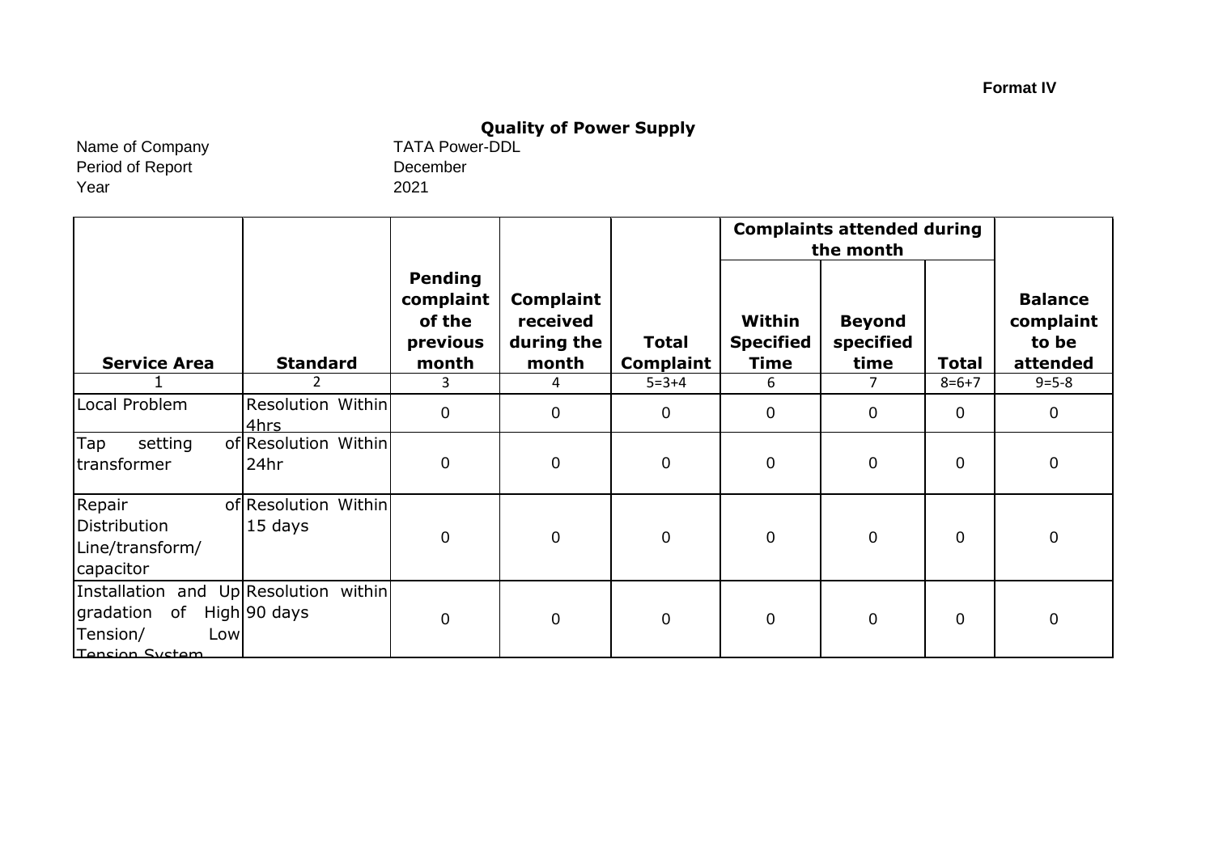**Format IV**

## Quality of Power Supply

Name of Company TATA Power-DDL
Period of Report December
Year 2021

| Service Area | Standard | Pending complaint of the previous month | Complaint received during the month | Total Complaint | Complaints attended during the month | | | Balance complaint to be attended |
|---|---|---|---|---|---|---|---|---|
| | | | | | Within Specified Time | Beyond specified time | Total | |
| 1 | 2 | 3 | 4 | 5=3+4 | 6 | 7 | 8=6+7 | 9=5-8 |
| Local Problem | Resolution Within 4hrs | 0 | 0 | 0 | 0 | 0 | 0 | 0 |
| Tap setting of transformer | Resolution Within 24hr | 0 | 0 | 0 | 0 | 0 | 0 | 0 |
| Repair of Distribution Line/transform/ capacitor | Resolution Within 15 days | 0 | 0 | 0 | 0 | 0 | 0 | 0 |
| Installation and Up gradation of High Tension/ Low Tension System | Resolution within 90 days | 0 | 0 | 0 | 0 | 0 | 0 | 0 |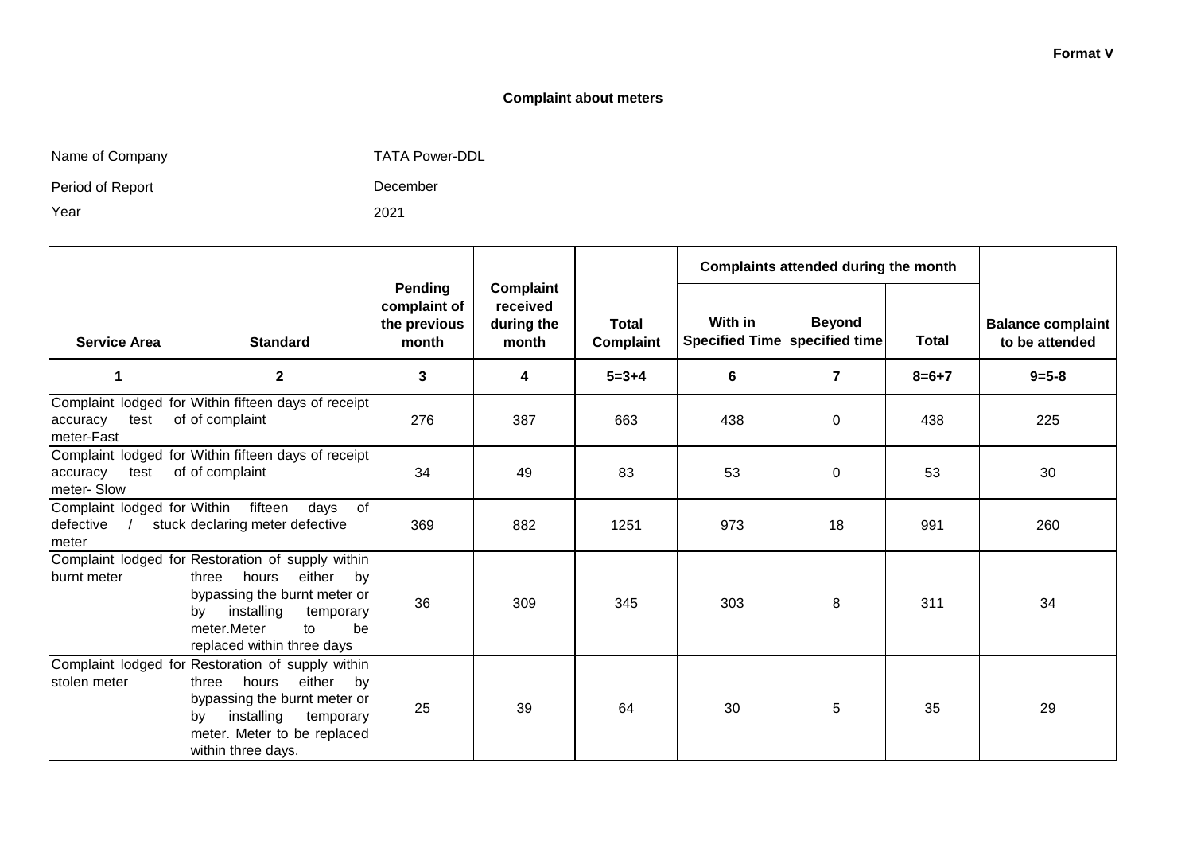**Format V**

## Complaint about meters

Name of Company: TATA Power-DDL

Period of Report: December

Year: 2021

| Service Area | Standard | Pending complaint of the previous month | Complaint received during the month | Total Complaint | Complaints attended during the month | | | Balance complaint to be attended |
|---|---|---|---|---|---|---|---|---|
| | | | | | With in Specified Time | Beyond specified time | Total | |
| 1 | 2 | 3 | 4 | 5=3+4 | 6 | 7 | 8=6+7 | 9=5-8 |
| Complaint lodged for accuracy test of meter-Fast | Within fifteen days of receipt of complaint | 276 | 387 | 663 | 438 | 0 | 438 | 225 |
| Complaint lodged for accuracy test of meter- Slow | Within fifteen days of receipt of complaint | 34 | 49 | 83 | 53 | 0 | 53 | 30 |
| Complaint lodged for defective / stuck meter | Within fifteen days of declaring meter defective | 369 | 882 | 1251 | 973 | 18 | 991 | 260 |
| Complaint lodged for burnt meter | Restoration of supply within three hours either by bypassing the burnt meter or by installing temporary meter.Meter to be replaced within three days | 36 | 309 | 345 | 303 | 8 | 311 | 34 |
| Complaint lodged for stolen meter | Restoration of supply within three hours either by bypassing the burnt meter or by installing temporary meter. Meter to be replaced within three days. | 25 | 39 | 64 | 30 | 5 | 35 | 29 |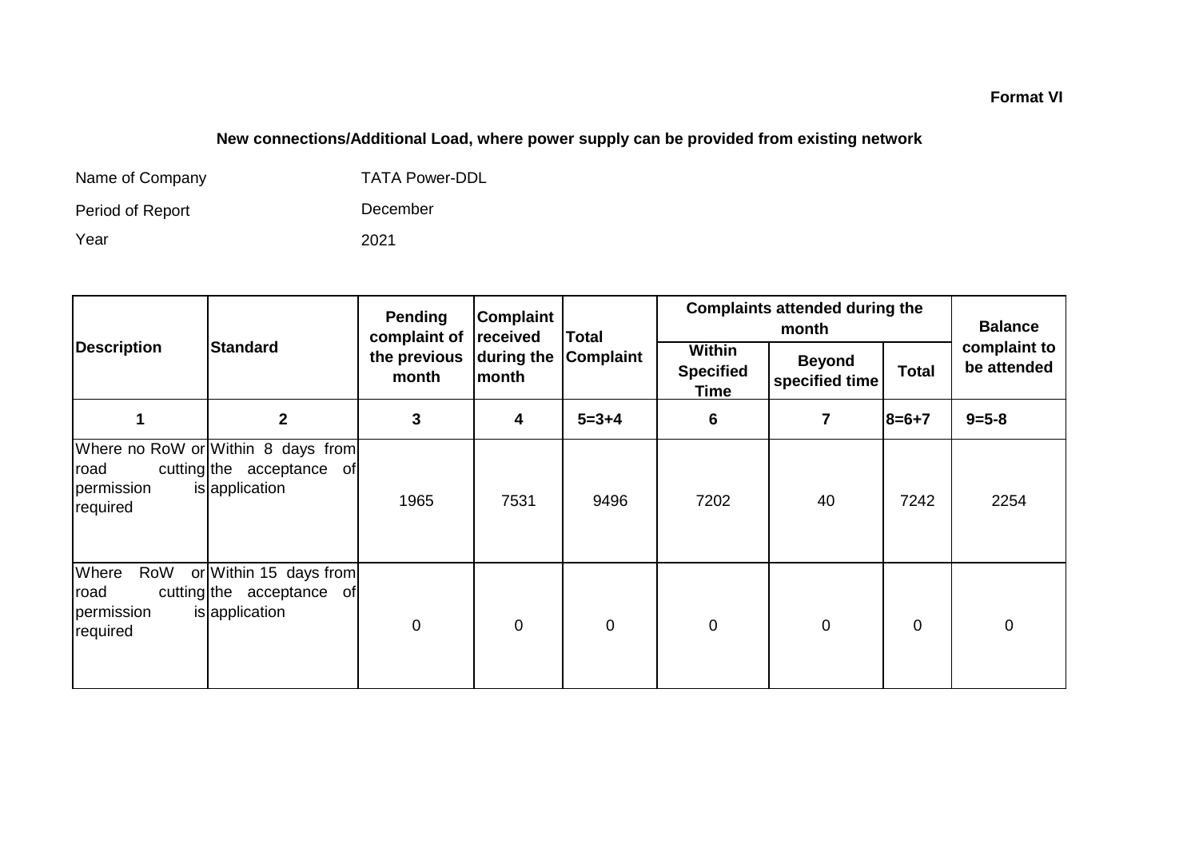**Format VI**

**New connections/Additional Load, where power supply can be provided from existing network**

Name of Company TATA Power-DDL

Period of Report December

Year 2021

| Description | Standard | Pending complaint of the previous month | Complaint received during the month | Total Complaint | Complaints attended during the month | | | Balance complaint to be attended |
|---|---|---|---|---|---|---|---|---|
| | | | | | Within Specified Time | Beyond specified time | Total | |
| 1 | 2 | 3 | 4 | 5=3+4 | 6 | 7 | 8=6+7 | 9=5-8 |
| Where no RoW or road cutting permission is required | Within 8 days from the acceptance of application | 1965 | 7531 | 9496 | 7202 | 40 | 7242 | 2254 |
| Where RoW or road cutting permission is required | Within 15 days from the acceptance of application | 0 | 0 | 0 | 0 | 0 | 0 | 0 |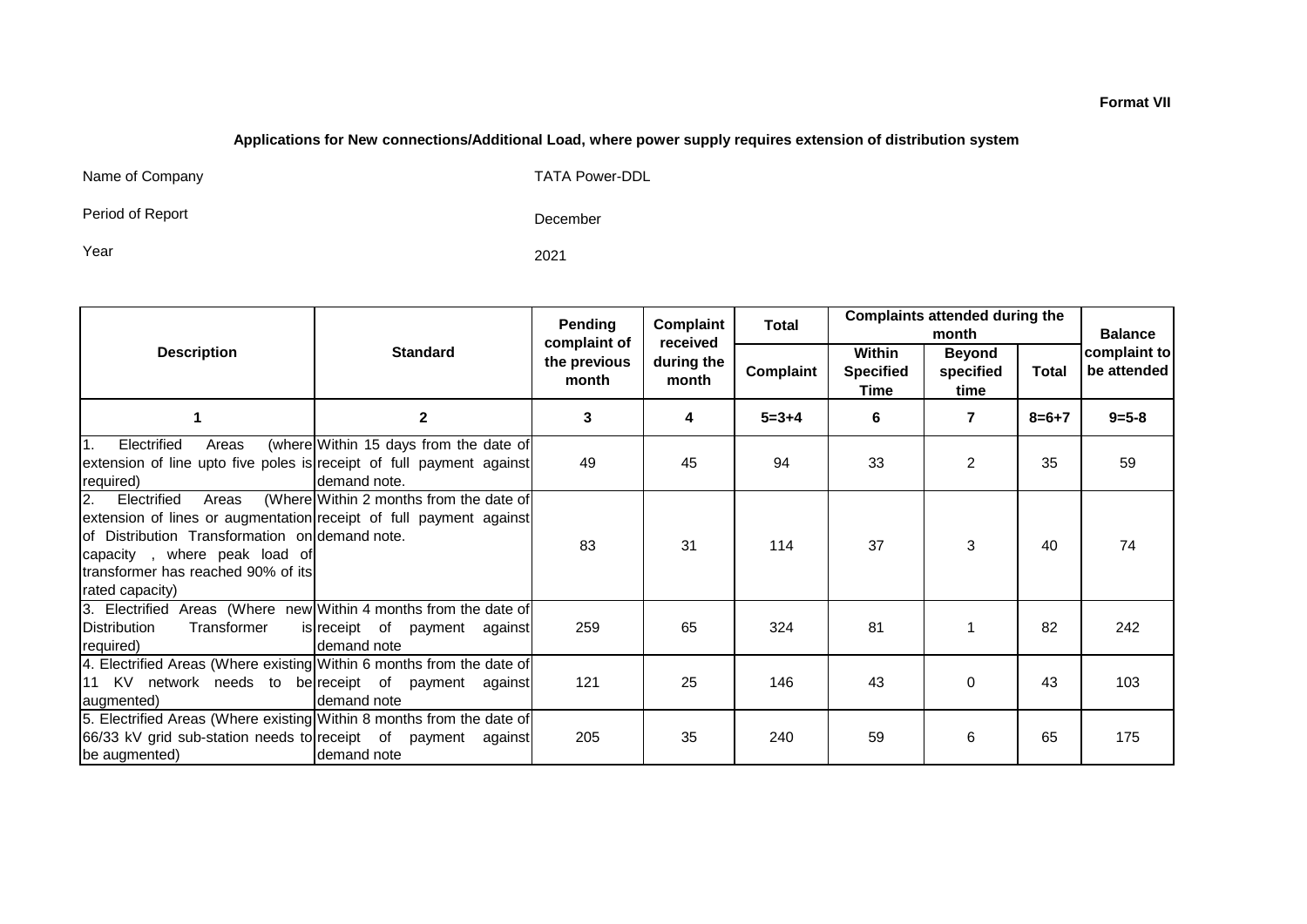**Format VII**

## Applications for New connections/Additional Load, where power supply requires extension of distribution system

Name of Company: TATA Power-DDL

Period of Report: December

Year: 2021

| Description | Standard | Pending complaint of the previous month | Complaint received during the month | Total | Complaints attended during the month | | | Balance complaint to be attended |
|---|---|---|---|---|---|---|---|---|
| | | | | Complaint | Within Specified Time | Beyond specified time | Total | |
| 1 | 2 | 3 | 4 | 5=3+4 | 6 | 7 | 8=6+7 | 9=5-8 |
| 1. Electrified Areas (where extension of line upto five poles is required) | Within 15 days from the date of receipt of full payment against demand note. | 49 | 45 | 94 | 33 | 2 | 35 | 59 |
| 2. Electrified Areas (Where extension of lines or augmentation of Distribution Transformation on capacity , where peak load of transformer has reached 90% of its rated capacity) | Within 2 months from the date of receipt of full payment against demand note. | 83 | 31 | 114 | 37 | 3 | 40 | 74 |
| 3. Electrified Areas (Where new Distribution Transformer is required) | Within 4 months from the date of receipt of payment against demand note | 259 | 65 | 324 | 81 | 1 | 82 | 242 |
| 4. Electrified Areas (Where existing 11 KV network needs to be augmented) | Within 6 months from the date of receipt of payment against demand note | 121 | 25 | 146 | 43 | 0 | 43 | 103 |
| 5. Electrified Areas (Where existing 66/33 kV grid sub-station needs to be augmented) | Within 8 months from the date of receipt of payment against demand note | 205 | 35 | 240 | 59 | 6 | 65 | 175 |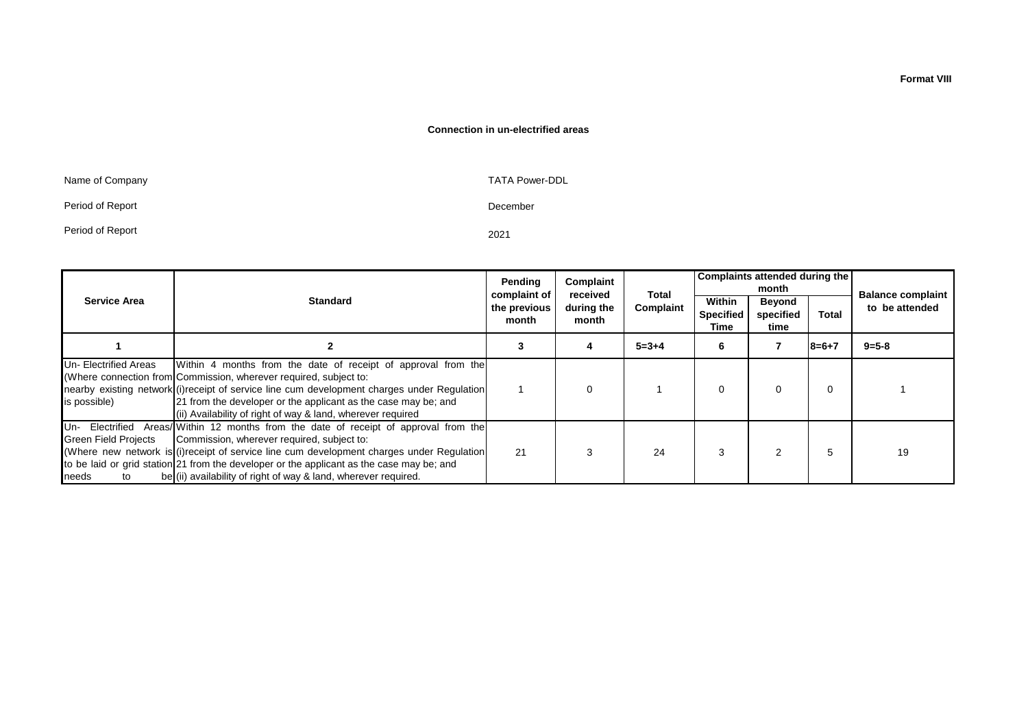**Format VIII**

**Connection in un-electrified areas**

Name of Company TATA Power-DDL

Period of Report December

Period of Report 2021

| Service Area | Standard | Pending complaint of the previous month | Complaint received during the month | Total Complaint | Complaints attended during the month | | | Balance complaint to be attended |
|---|---|---|---|---|---|---|---|---|
| | | | | | Within Specified Time | Beyond specified time | Total | |
| 1 | 2 | 3 | 4 | 5=3+4 | 6 | 7 | 8=6+7 | 9=5-8 |
| Un- Electrified Areas (Where connection from nearby existing network is possible) | Within 4 months from the date of receipt of approval from the Commission, wherever required, subject to: (i)receipt of service line cum development charges under Regulation 21 from the developer or the applicant as the case may be; and (ii) Availability of right of way & land, wherever required | 1 | 0 | 1 | 0 | 0 | 0 | 1 |
| Un- Electrified Areas/ Green Field Projects (Where new network is to be laid or grid station needs to be | Within 12 months from the date of receipt of approval from the Commission, wherever required, subject to: (i)receipt of service line cum development charges under Regulation 21 from the developer or the applicant as the case may be; and (ii) availability of right of way & land, wherever required. | 21 | 3 | 24 | 3 | 2 | 5 | 19 |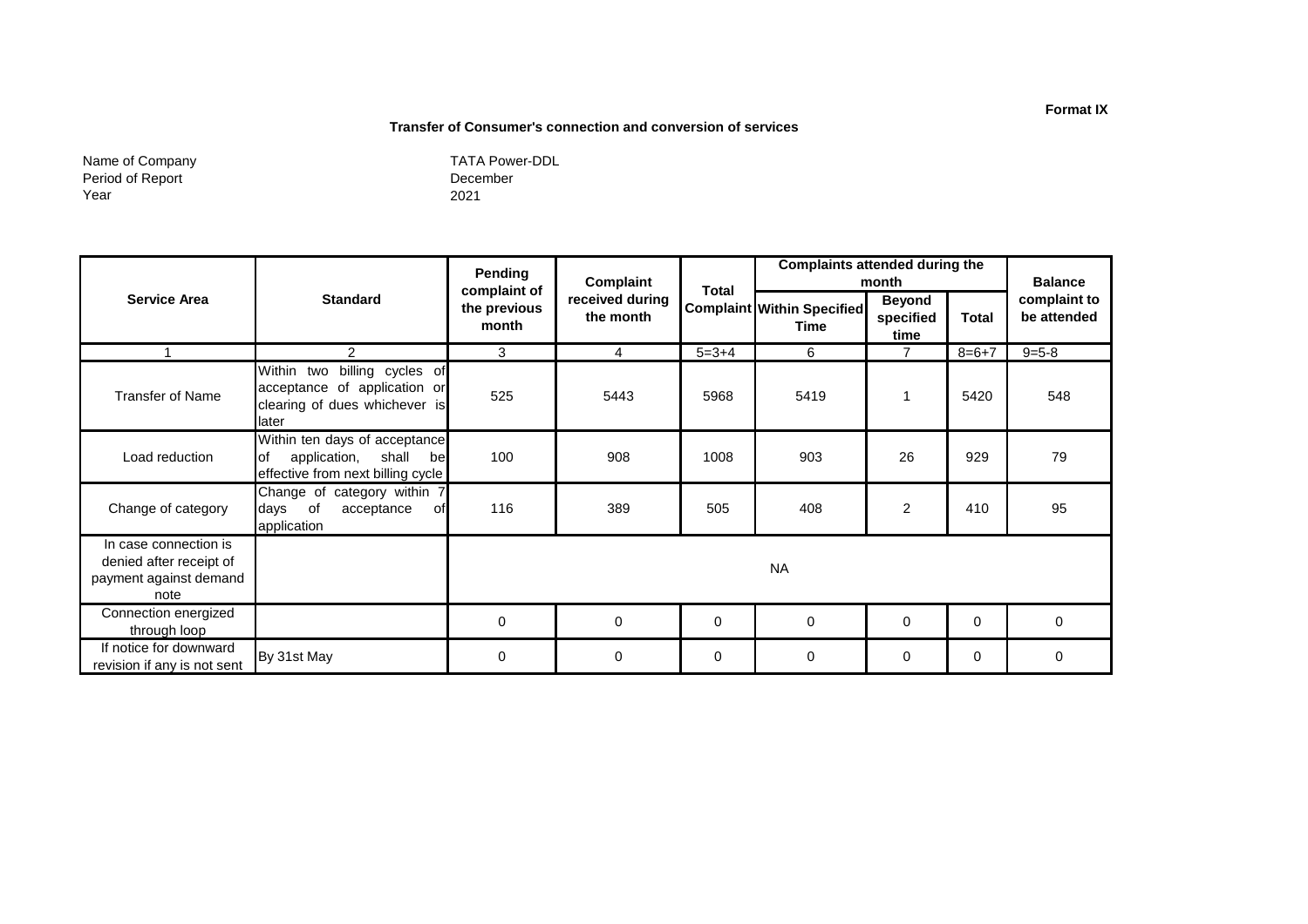Format IX

**Transfer of Consumer's connection and conversion of services**

Name of Company TATA Power-DDL
Period of Report December
Year 2021

| Service Area | Standard | Pending complaint of the previous month | Complaint received during the month | Total Complaint | Complaints attended during the month | | | Balance complaint to be attended |
|---|---|---|---|---|---|---|---|---|
| | | | | | Within Specified Time | Beyond specified time | Total | |
| 1 | 2 | 3 | 4 | 5=3+4 | 6 | 7 | 8=6+7 | 9=5-8 |
| Transfer of Name | Within two billing cycles of acceptance of application or clearing of dues whichever is later | 525 | 5443 | 5968 | 5419 | 1 | 5420 | 548 |
| Load reduction | Within ten days of acceptance of application, shall be effective from next billing cycle | 100 | 908 | 1008 | 903 | 26 | 929 | 79 |
| Change of category | Change of category within 7 days of acceptance of application | 116 | 389 | 505 | 408 | 2 | 410 | 95 |
| In case connection is denied after receipt of payment against demand note | | NA | | | | | | |
| Connection energized through loop | | 0 | 0 | 0 | 0 | 0 | 0 | 0 |
| If notice for downward revision if any is not sent | By 31st May | 0 | 0 | 0 | 0 | 0 | 0 | 0 |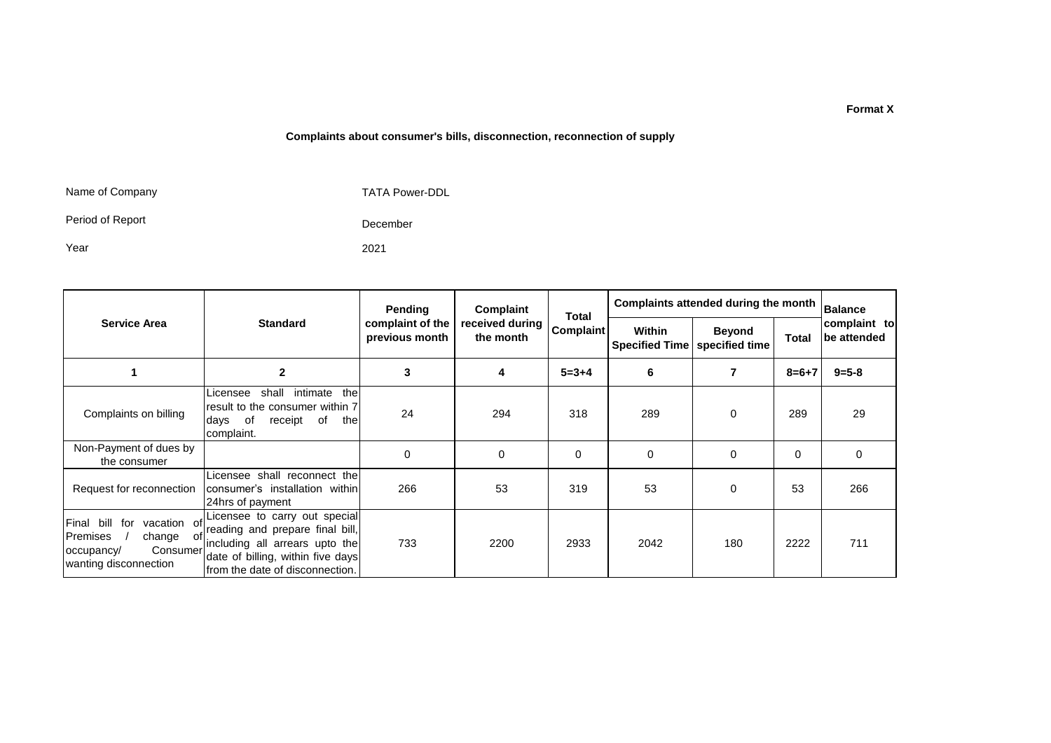**Format X**

**Complaints about consumer's bills, disconnection, reconnection of supply**

Name of Company TATA Power-DDL

Period of Report December

Year 2021

| Service Area | Standard | Pending complaint of the previous month | Complaint received during the month | Total Complaint | Complaints attended during the month | | | Balance complaint to be attended |
|---|---|---|---|---|---|---|---|---|
| | | | | | Within Specified Time | Beyond specified time | Total | |
| 1 | 2 | 3 | 4 | 5=3+4 | 6 | 7 | 8=6+7 | 9=5-8 |
| Complaints on billing | Licensee shall intimate the result to the consumer within 7 days of receipt of the complaint. | 24 | 294 | 318 | 289 | 0 | 289 | 29 |
| Non-Payment of dues by the consumer | | 0 | 0 | 0 | 0 | 0 | 0 | 0 |
| Request for reconnection | Licensee shall reconnect the consumer's installation within 24hrs of payment | 266 | 53 | 319 | 53 | 0 | 53 | 266 |
| Final bill for vacation of Premises / change of occupancy/ Consumer wanting disconnection | Licensee to carry out special reading and prepare final bill, including all arrears upto the date of billing, within five days from the date of disconnection. | 733 | 2200 | 2933 | 2042 | 180 | 2222 | 711 |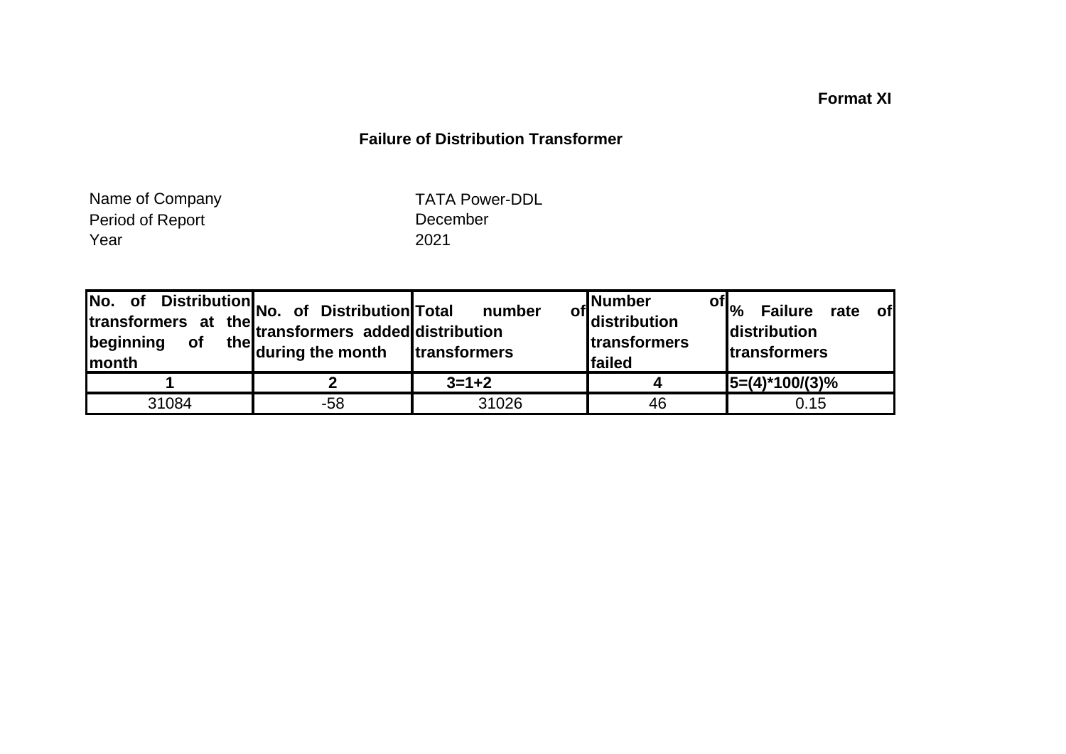**Format XI**

## Failure of Distribution Transformer

Name of Company TATA Power-DDL
Period of Report December
Year 2021

| No. of Distribution transformers at the beginning of the month | No. of Distribution transformers added during the month | Total number of distribution transformers | Number of distribution transformers failed | % Failure rate of distribution transformers |
|---|---|---|---|---|
| 1 | 2 | 3=1+2 | 4 | 5=(4)*100/(3)% |
| 31084 | -58 | 31026 | 46 | 0.15 |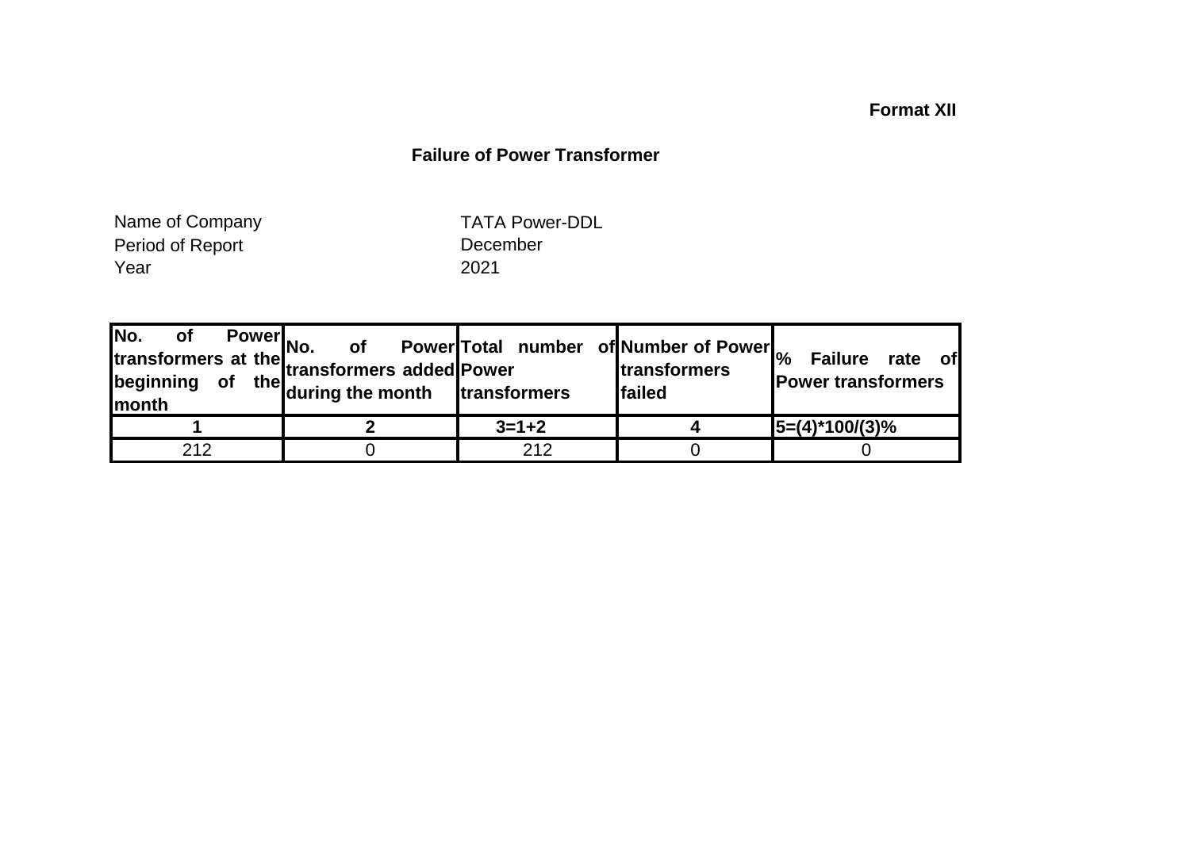**Format XII**

## Failure of Power Transformer

Name of Company TATA Power-DDL
Period of Report December
Year 2021

| No. of Power transformers at the beginning of the month | No. of Power transformers added during the month | Total number of Power transformers | Number of Power transformers failed | % Failure rate of Power transformers |
|---|---|---|---|---|
| **1** | **2** | **3=1+2** | **4** | **5=(4)*100/(3)%** |
| 212 | 0 | 212 | 0 | 0 |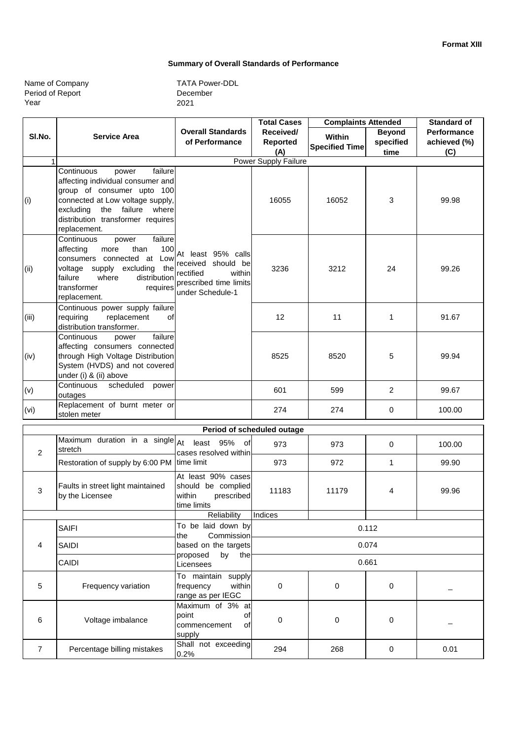**Format XIII**

## Summary of Overall Standards of Performance

Name of Company TATA Power-DDL
Period of Report December
Year 2021

| Sl.No. | Service Area | Overall Standards of Performance | Total Cases Received/ Reported (A) | Complaints Attended | | Standard of Performance achieved (%) (C) |
|---|---|---|---|---|---|---|
| | | | | Within Specified Time | Beyond specified time | |
| 1 | Power Supply Failure | | | | | |
| (i) | Continuous power failure affecting individual consumer and group of consumer upto 100 connected at Low voltage supply, excluding the failure where distribution transformer requires replacement. | At least 95% calls received should be rectified within prescribed time limits under Schedule-1 | 16055 | 16052 | 3 | 99.98 |
| (ii) | Continuous power failure affecting more than 100 consumers connected at Low voltage supply excluding the failure where distribution transformer requires replacement. | | 3236 | 3212 | 24 | 99.26 |
| (iii) | Continuous power supply failure requiring replacement of distribution transformer. | | 12 | 11 | 1 | 91.67 |
| (iv) | Continuous power failure affecting consumers connected through High Voltage Distribution System (HVDS) and not covered under (i) & (ii) above | | 8525 | 8520 | 5 | 99.94 |
| (v) | Continuous scheduled power outages | | 601 | 599 | 2 | 99.67 |
| (vi) | Replacement of burnt meter or stolen meter | | 274 | 274 | 0 | 100.00 |
| | Period of scheduled outage | | | | | |
| 2 | Maximum duration in a single stretch | At least 95% of cases resolved within time limit | 973 | 973 | 0 | 100.00 |
| | Restoration of supply by 6:00 PM | | 973 | 972 | 1 | 99.90 |
| 3 | Faults in street light maintained by the Licensee | At least 90% cases should be complied within prescribed time limits | 11183 | 11179 | 4 | 99.96 |
| | | Reliability | Indices | | | |
| 4 | SAIFI | To be laid down by the Commission based on the targets proposed by the Licensees | 0.112 | | | |
| | SAIDI | | 0.074 | | | |
| | CAIDI | | 0.661 | | | |
| 5 | Frequency variation | To maintain supply frequency within range as per IEGC | 0 | 0 | 0 | _ |
| 6 | Voltage imbalance | Maximum of 3% at point of commencement of supply | 0 | 0 | 0 | _ |
| 7 | Percentage billing mistakes | Shall not exceeding 0.2% | 294 | 268 | 0 | 0.01 |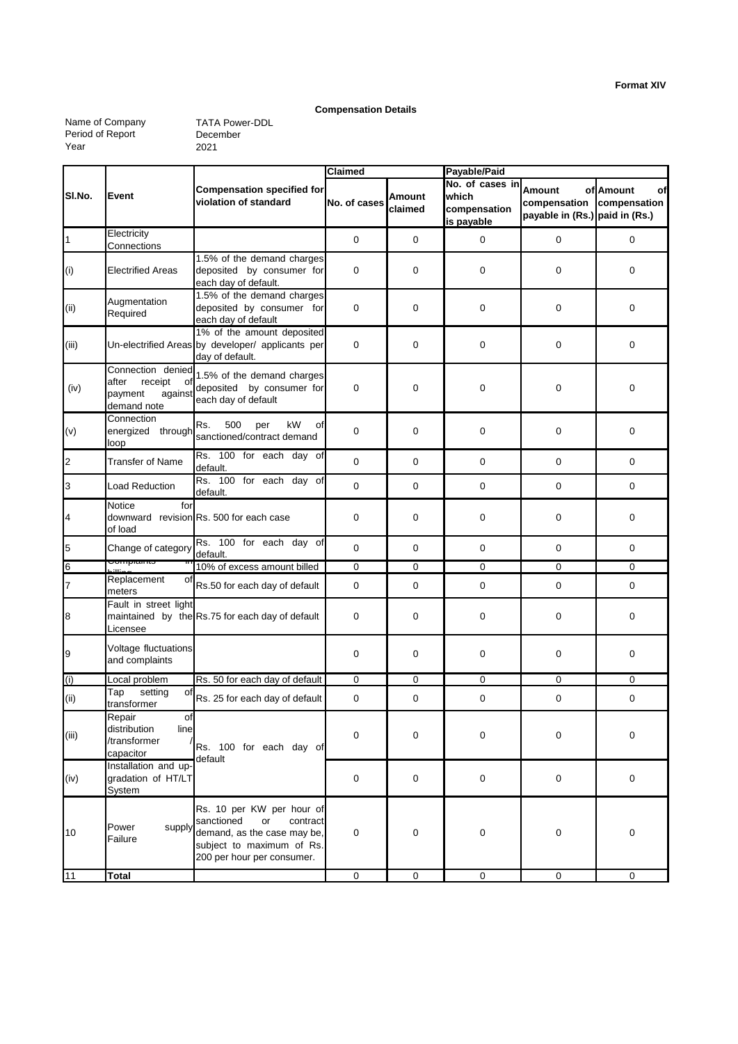**Format XIV**

**Compensation Details**

Name of Company TATA Power-DDL
Period of Report December
Year 2021

| Sl.No. | Event | Compensation specified for violation of standard | Claimed | | Payable/Paid | | |
|---|---|---|---|---|---|---|---|
| | | | No. of cases | Amount claimed | No. of cases in which compensation is payable | Amount of compensation payable in (Rs.) | Amount of compensation paid in (Rs.) |
| 1 | Electricity Connections | | 0 | 0 | 0 | 0 | 0 |
| (i) | Electrified Areas | 1.5% of the demand charges deposited by consumer for each day of default. | 0 | 0 | 0 | 0 | 0 |
| (ii) | Augmentation Required | 1.5% of the demand charges deposited by consumer for each day of default | 0 | 0 | 0 | 0 | 0 |
| (iii) | Un-electrified Areas | 1% of the amount deposited by developer/ applicants per day of default. | 0 | 0 | 0 | 0 | 0 |
| (iv) | Connection denied after receipt of payment against demand note | 1.5% of the demand charges deposited by consumer for each day of default | 0 | 0 | 0 | 0 | 0 |
| (v) | Connection energized through loop | Rs. 500 per kW of sanctioned/contract demand | 0 | 0 | 0 | 0 | 0 |
| 2 | Transfer of Name | Rs. 100 for each day of default. | 0 | 0 | 0 | 0 | 0 |
| 3 | Load Reduction | Rs. 100 for each day of default. | 0 | 0 | 0 | 0 | 0 |
| 4 | Notice for downward revision of load | Rs. 500 for each case | 0 | 0 | 0 | 0 | 0 |
| 5 | Change of category | Rs. 100 for each day of default. | 0 | 0 | 0 | 0 | 0 |
| 6 | Complaints in billing | 10% of excess amount billed | 0 | 0 | 0 | 0 | 0 |
| 7 | Replacement of meters | Rs.50 for each day of default | 0 | 0 | 0 | 0 | 0 |
| 8 | Fault in street light maintained by the Licensee | Rs.75 for each day of default | 0 | 0 | 0 | 0 | 0 |
| 9 | Voltage fluctuations and complaints | | 0 | 0 | 0 | 0 | 0 |
| (i) | Local problem | Rs. 50 for each day of default | 0 | 0 | 0 | 0 | 0 |
| (ii) | Tap setting of transformer | Rs. 25 for each day of default | 0 | 0 | 0 | 0 | 0 |
| (iii) | Repair of distribution line /transformer / capacitor | Rs. 100 for each day of default | 0 | 0 | 0 | 0 | 0 |
| (iv) | Installation and up-gradation of HT/LT System | | 0 | 0 | 0 | 0 | 0 |
| 10 | Power supply Failure | Rs. 10 per KW per hour of sanctioned or contract demand, as the case may be, subject to maximum of Rs. 200 per hour per consumer. | 0 | 0 | 0 | 0 | 0 |
| 11 | **Total** | | 0 | 0 | 0 | 0 | 0 |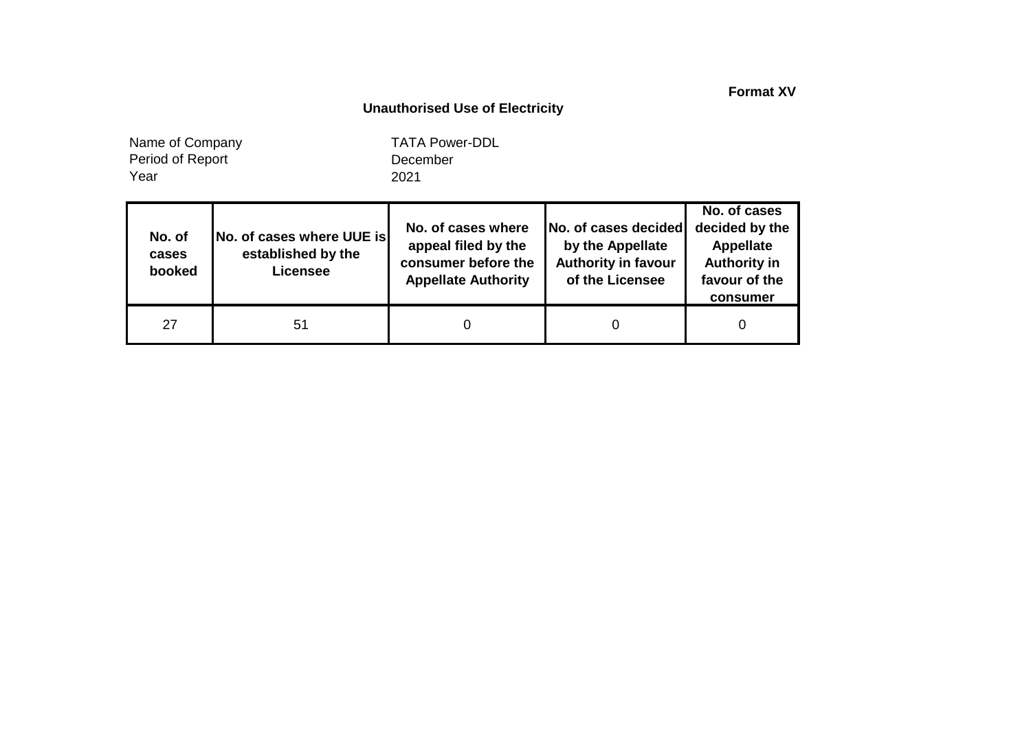**Format XV**

## Unauthorised Use of Electricity

Name of Company TATA Power-DDL
Period of Report December
Year 2021

| No. of cases booked | No. of cases where UUE is established by the Licensee | No. of cases where appeal filed by the consumer before the Appellate Authority | No. of cases decided by the Appellate Authority in favour of the Licensee | No. of cases decided by the Appellate Authority in favour of the consumer |
|---|---|---|---|---|
| 27 | 51 | 0 | 0 | 0 |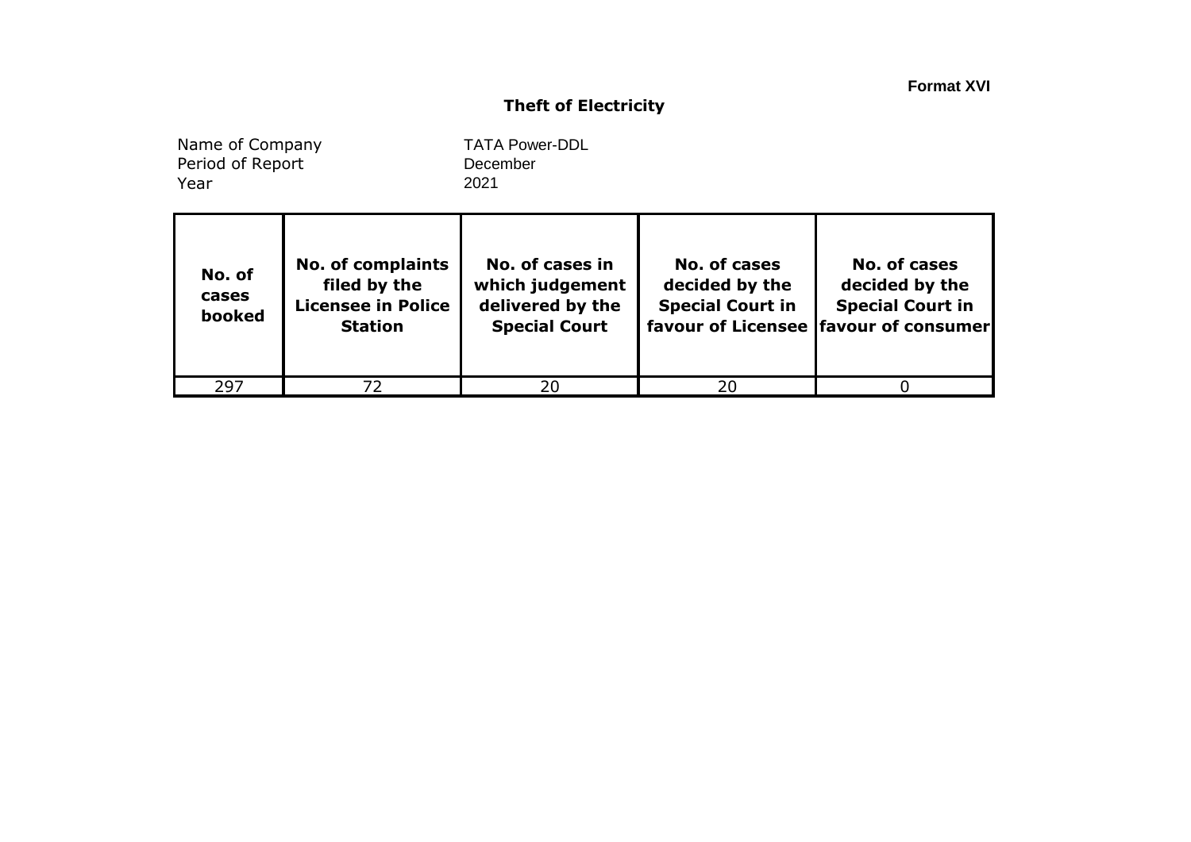Format XVI

# Theft of Electricity

Name of Company TATA Power-DDL
Period of Report December
Year 2021

| No. of cases booked | No. of complaints filed by the Licensee in Police Station | No. of cases in which judgement delivered by the Special Court | No. of cases decided by the Special Court in favour of Licensee | No. of cases decided by the Special Court in favour of consumer |
|---|---|---|---|---|
| 297 | 72 | 20 | 20 | 0 |